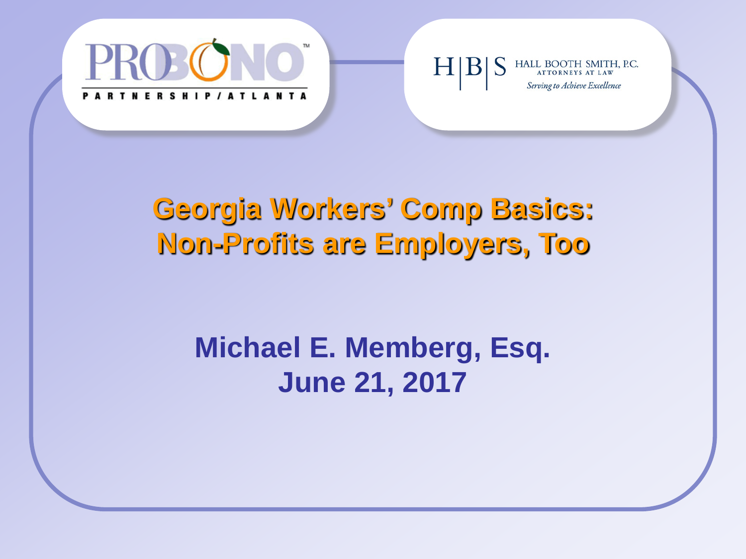PRO BONO PARTNERSHIP / ATLANTA

H|B|S HALL BOOTH SMITH, P.C. ATTORNEYS AT LAW *Serving to Achieve Excellence*

# Georgia Workers' Comp Basics: Non-Profits are Employers, Too

## Michael E. Memberg, Esq.
## June 21, 2017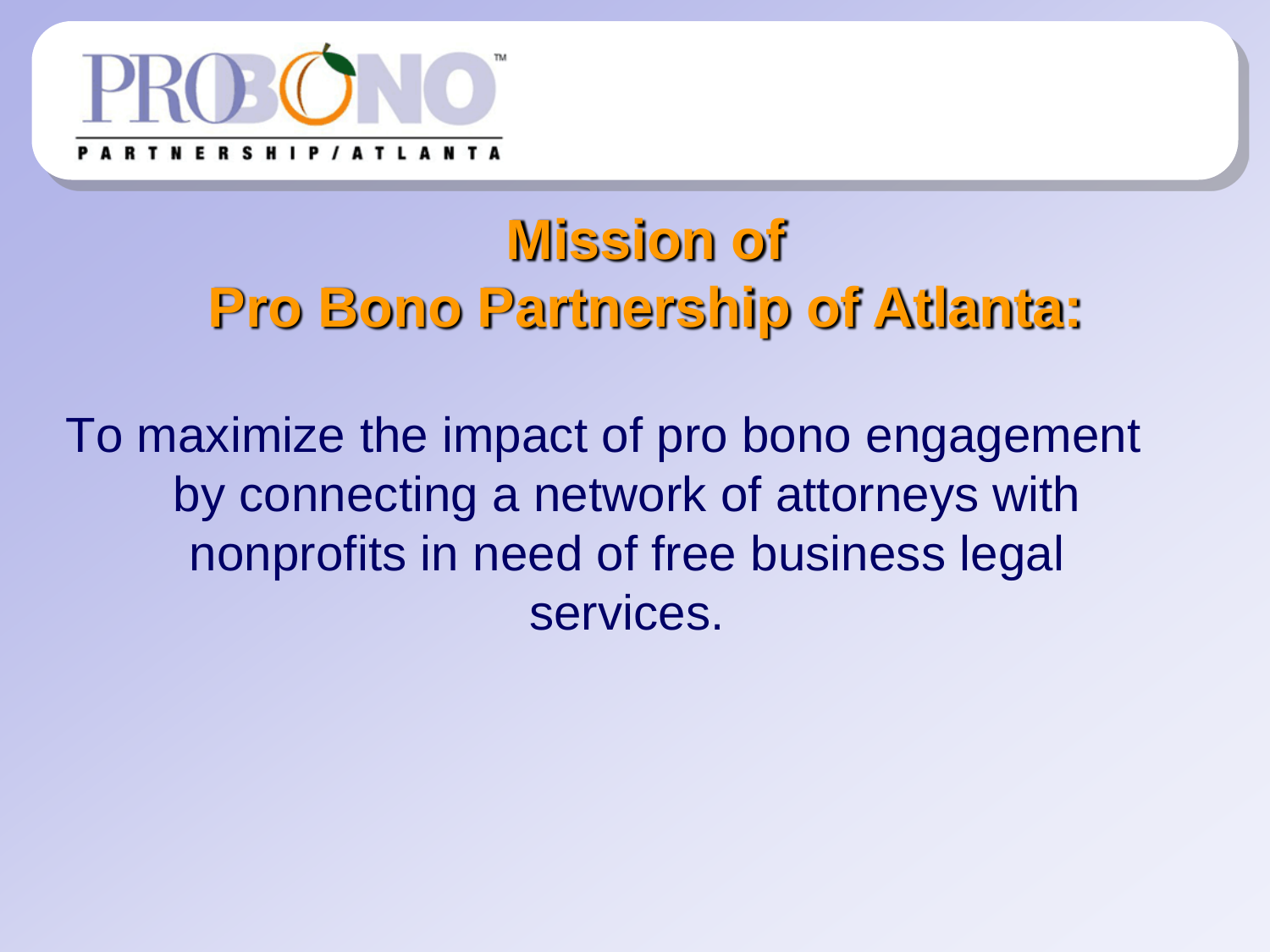# Mission of Pro Bono Partnership of Atlanta:

To maximize the impact of pro bono engagement by connecting a network of attorneys with nonprofits in need of free business legal services.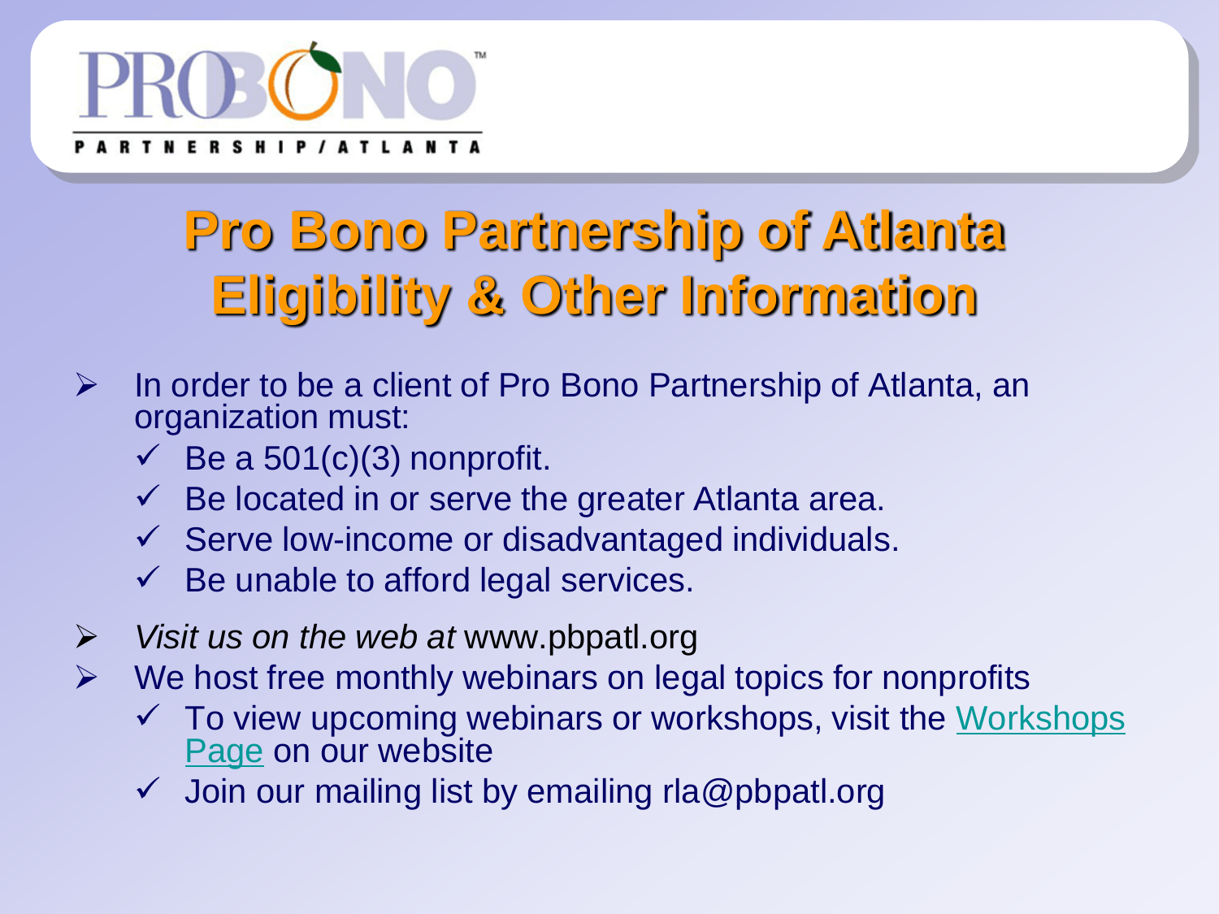PRO BONO PARTNERSHIP/ATLANTA

# Pro Bono Partnership of Atlanta Eligibility & Other Information

- In order to be a client of Pro Bono Partnership of Atlanta, an organization must:
  - ✓ Be a 501(c)(3) nonprofit.
  - ✓ Be located in or serve the greater Atlanta area.
  - ✓ Serve low-income or disadvantaged individuals.
  - ✓ Be unable to afford legal services.
- *Visit us on the web at* www.pbpatl.org
- We host free monthly webinars on legal topics for nonprofits
  - ✓ To view upcoming webinars or workshops, visit the Workshops Page on our website
  - ✓ Join our mailing list by emailing rla@pbpatl.org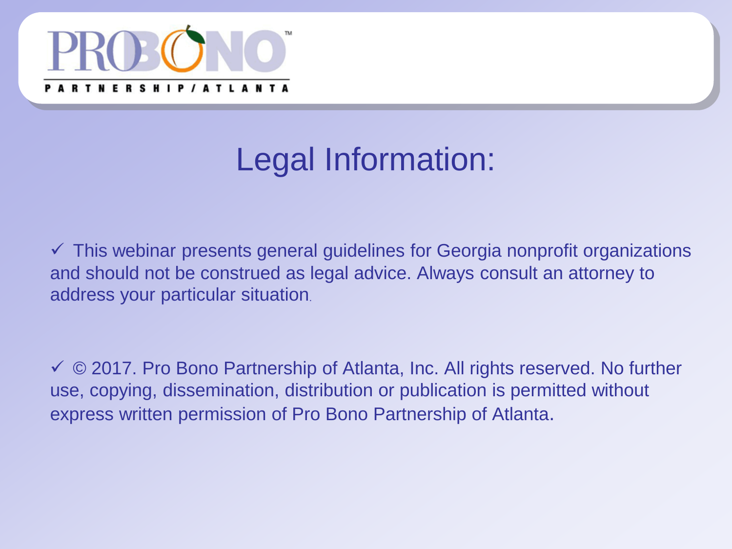# Legal Information:

- ✓ This webinar presents general guidelines for Georgia nonprofit organizations and should not be construed as legal advice. Always consult an attorney to address your particular situation.

- ✓ © 2017. Pro Bono Partnership of Atlanta, Inc. All rights reserved. No further use, copying, dissemination, distribution or publication is permitted without express written permission of Pro Bono Partnership of Atlanta.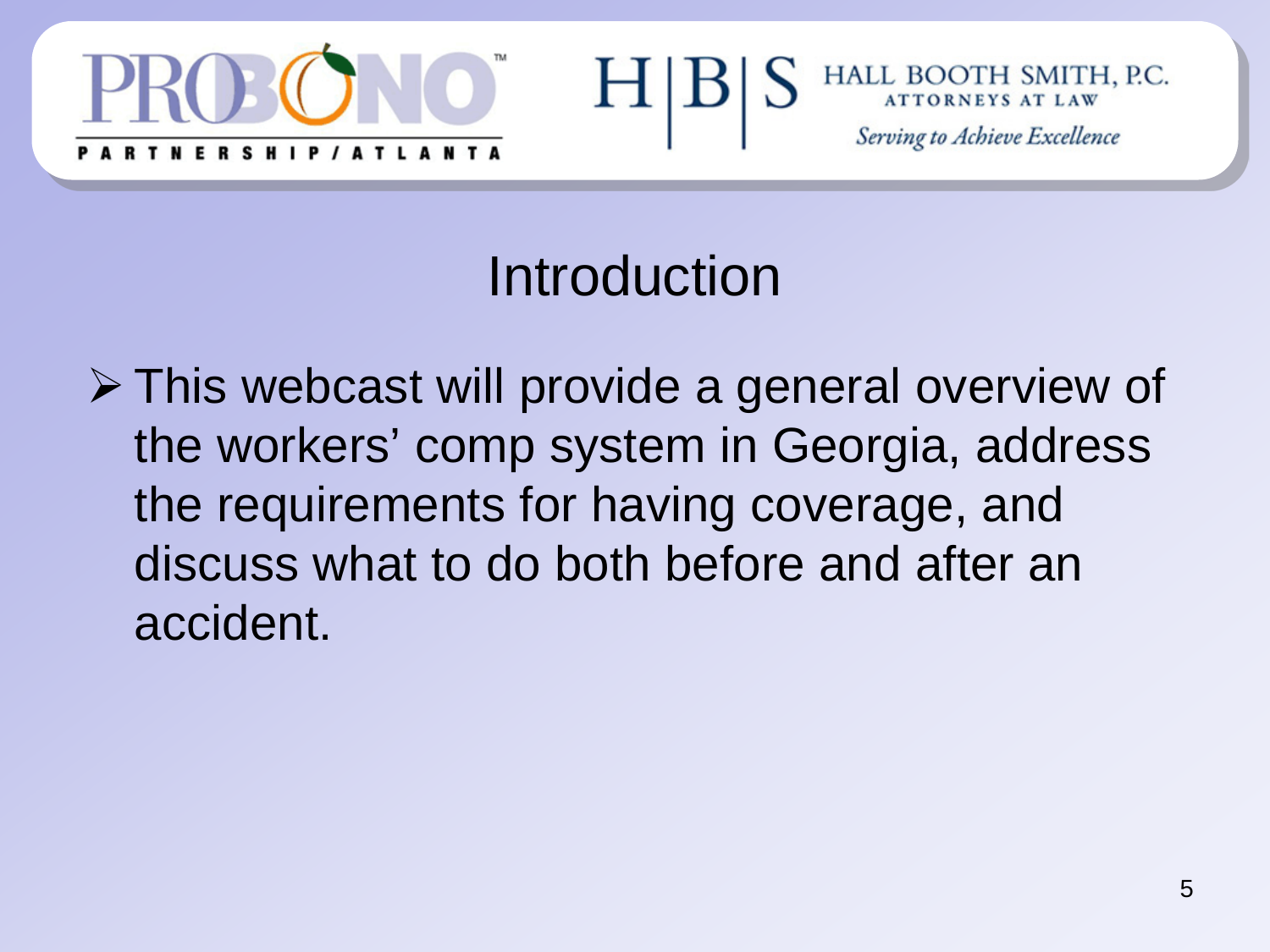# Introduction

- This webcast will provide a general overview of the workers' comp system in Georgia, address the requirements for having coverage, and discuss what to do both before and after an accident.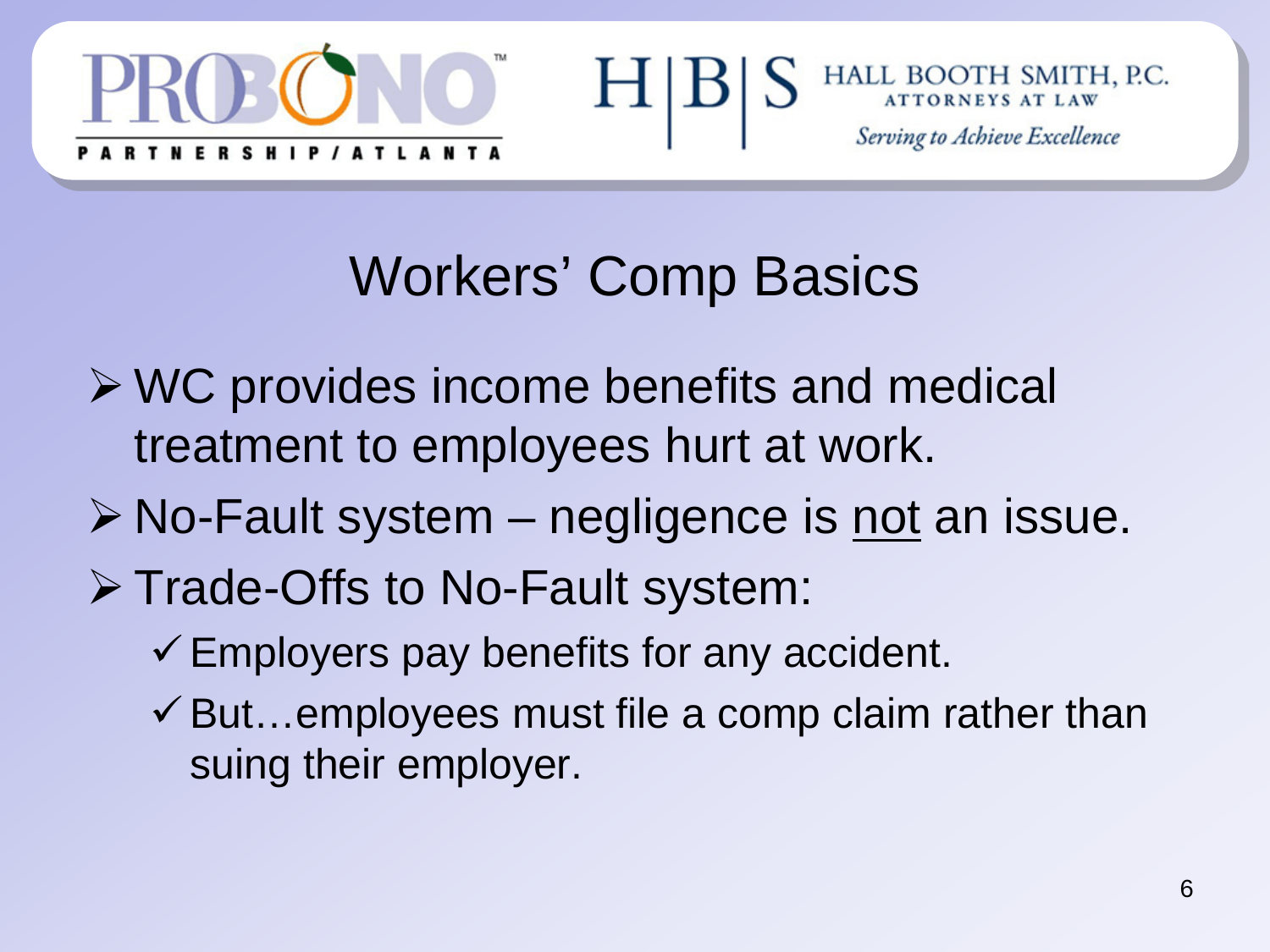# Workers' Comp Basics

- WC provides income benefits and medical treatment to employees hurt at work.
- No-Fault system – negligence is <u>not</u> an issue.
- Trade-Offs to No-Fault system:
  - ✓ Employers pay benefits for any accident.
  - ✓ But…employees must file a comp claim rather than suing their employer.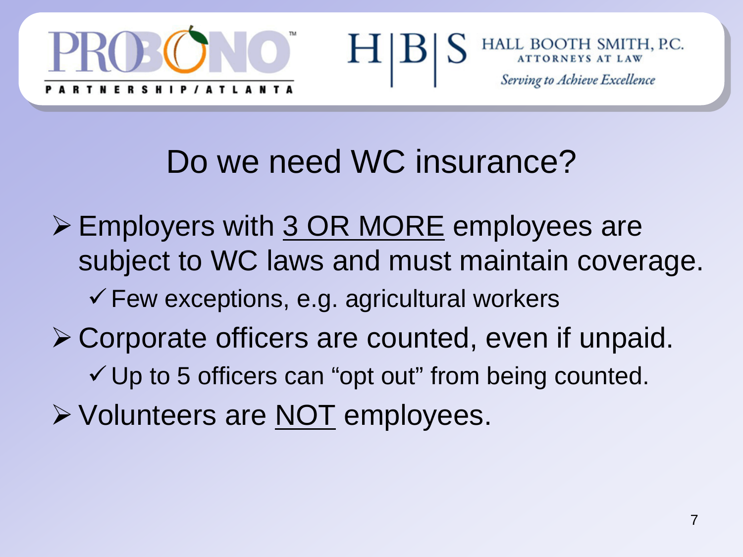# Do we need WC insurance?

- Employers with <u>3 OR MORE</u> employees are subject to WC laws and must maintain coverage.
  - ✓ Few exceptions, e.g. agricultural workers
- Corporate officers are counted, even if unpaid.
  - ✓ Up to 5 officers can “opt out” from being counted.
- Volunteers are <u>NOT</u> employees.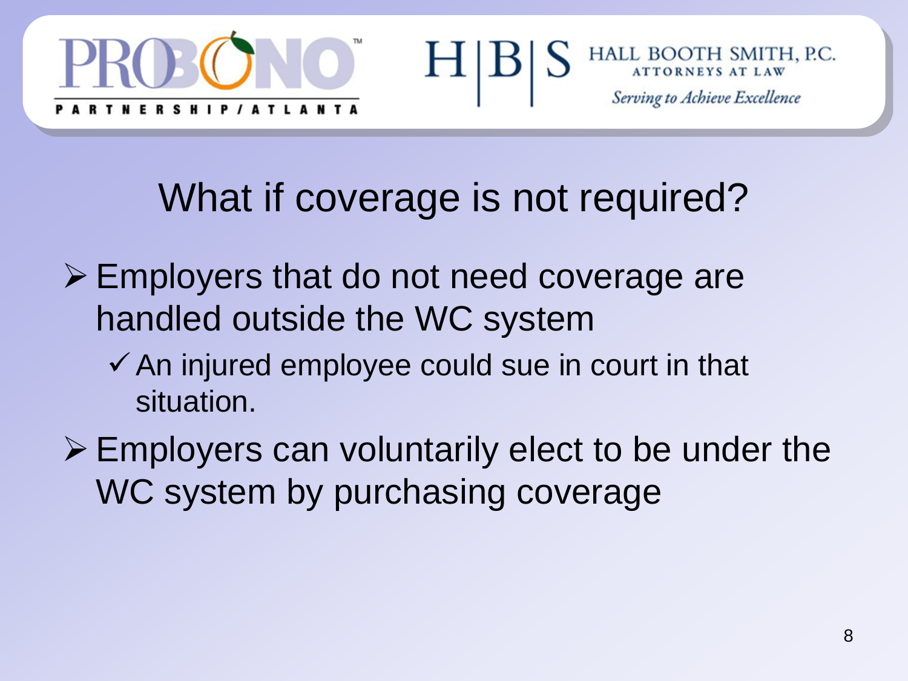# What if coverage is not required?

- Employers that do not need coverage are handled outside the WC system
  - An injured employee could sue in court in that situation.
- Employers can voluntarily elect to be under the WC system by purchasing coverage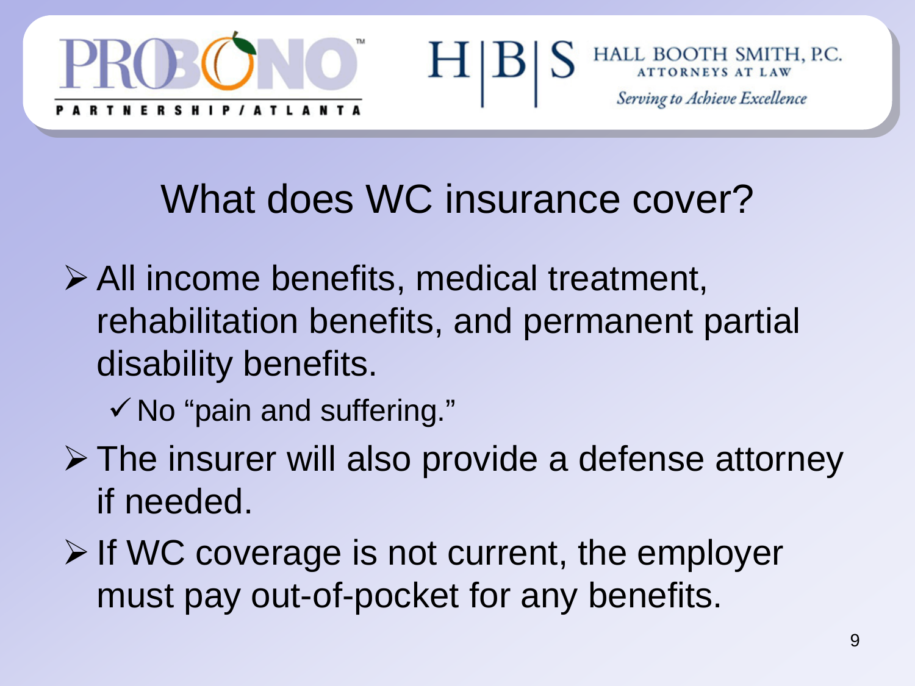# What does WC insurance cover?

- All income benefits, medical treatment, rehabilitation benefits, and permanent partial disability benefits.
  - ✓ No "pain and suffering."
- The insurer will also provide a defense attorney if needed.
- If WC coverage is not current, the employer must pay out-of-pocket for any benefits.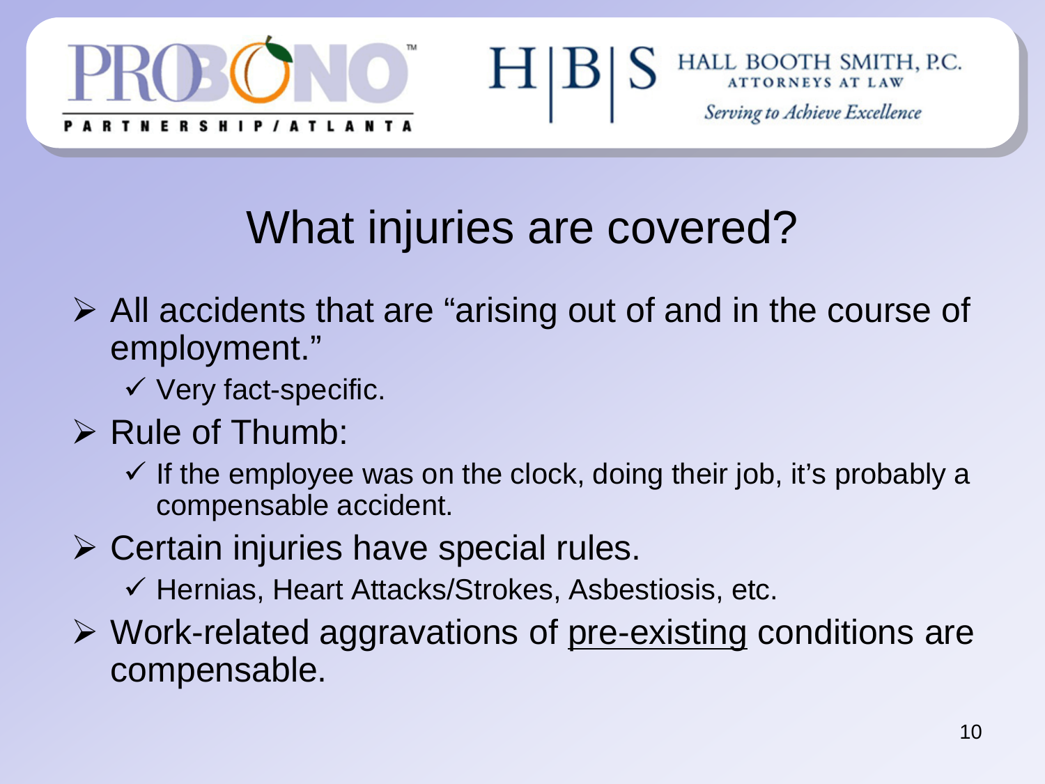PRO BONO PARTNERSHIP / ATLANTA

H|B|S HALL BOOTH SMITH, P.C. ATTORNEYS AT LAW

*Serving to Achieve Excellence*

# What injuries are covered?

- All accidents that are "arising out of and in the course of employment."
  - ✓ Very fact-specific.
- Rule of Thumb:
  - ✓ If the employee was on the clock, doing their job, it's probably a compensable accident.
- Certain injuries have special rules.
  - ✓ Hernias, Heart Attacks/Strokes, Asbestiosis, etc.
- Work-related aggravations of <u>pre-existing</u> conditions are compensable.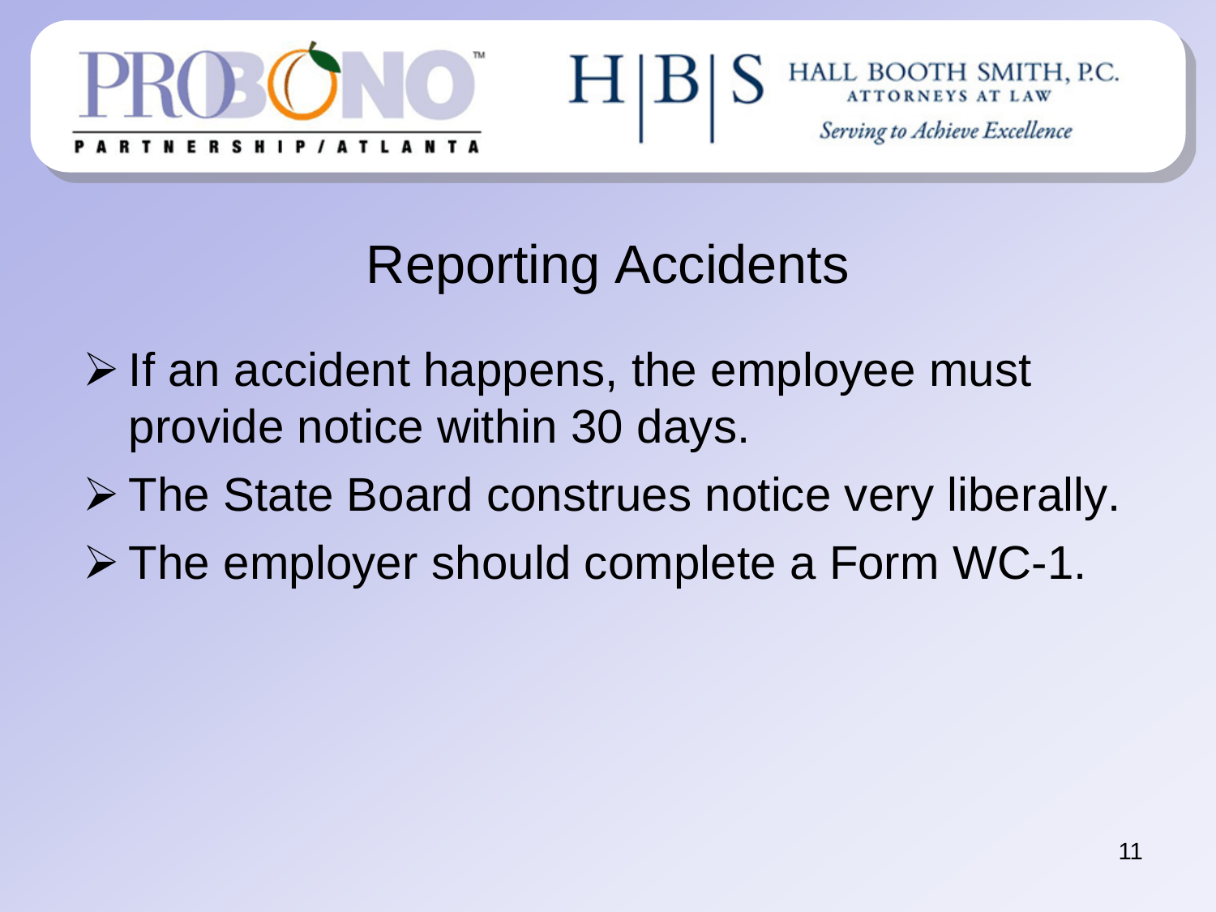## Reporting Accidents

- If an accident happens, the employee must provide notice within 30 days.
- The State Board construes notice very liberally.
- The employer should complete a Form WC-1.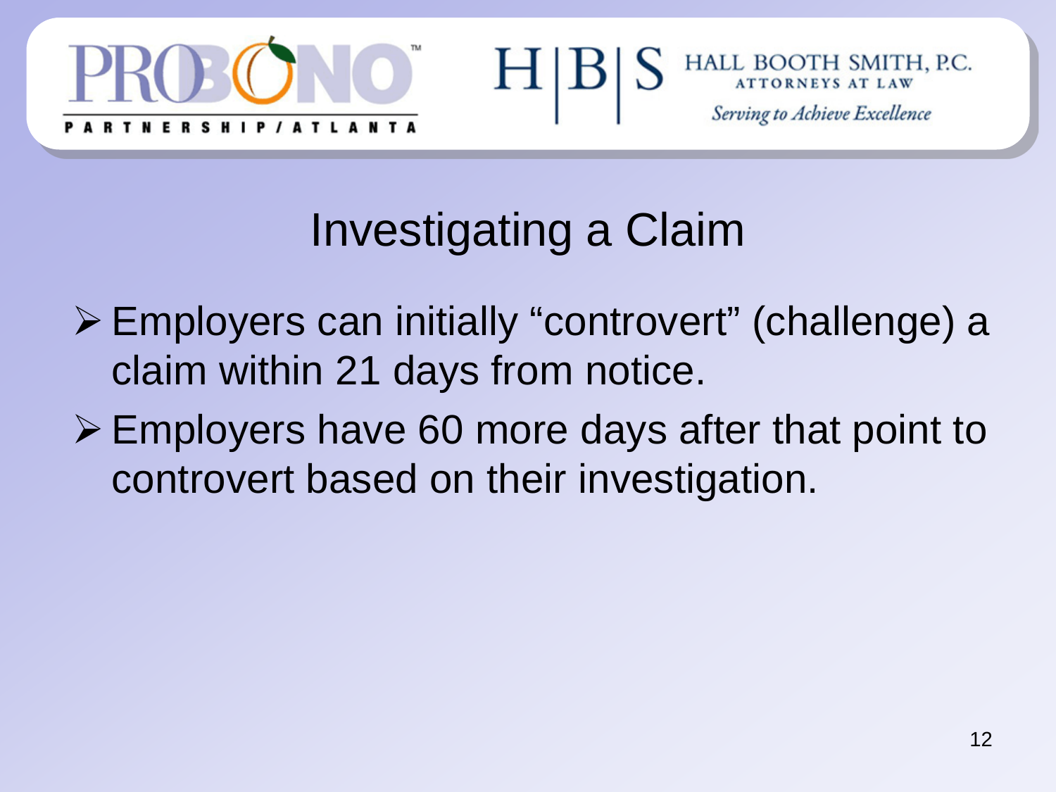## Investigating a Claim

- Employers can initially "controvert" (challenge) a claim within 21 days from notice.
- Employers have 60 more days after that point to controvert based on their investigation.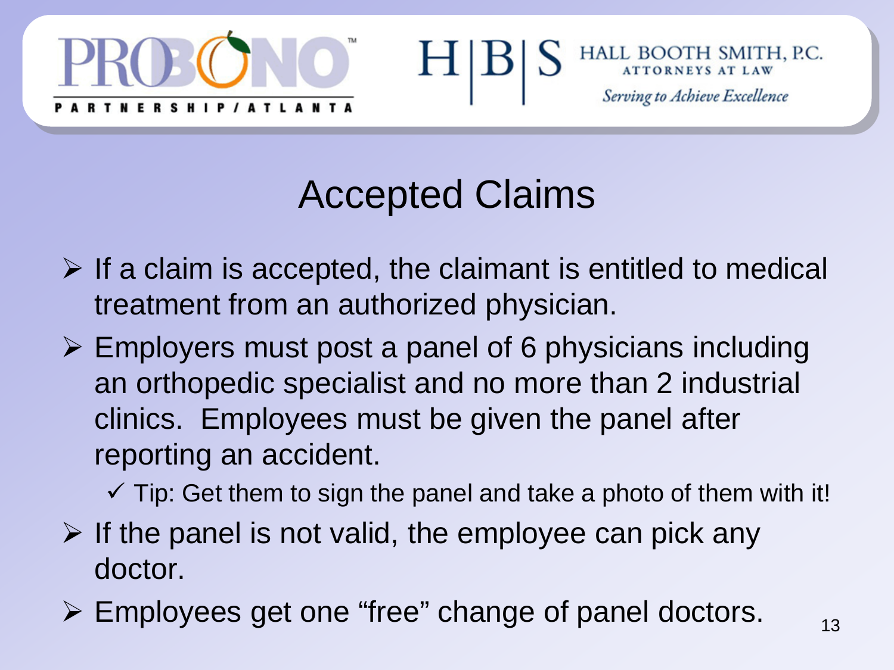## Accepted Claims

- If a claim is accepted, the claimant is entitled to medical treatment from an authorized physician.
- Employers must post a panel of 6 physicians including an orthopedic specialist and no more than 2 industrial clinics. Employees must be given the panel after reporting an accident.
  - ✓ Tip: Get them to sign the panel and take a photo of them with it!
- If the panel is not valid, the employee can pick any doctor.
- Employees get one "free" change of panel doctors.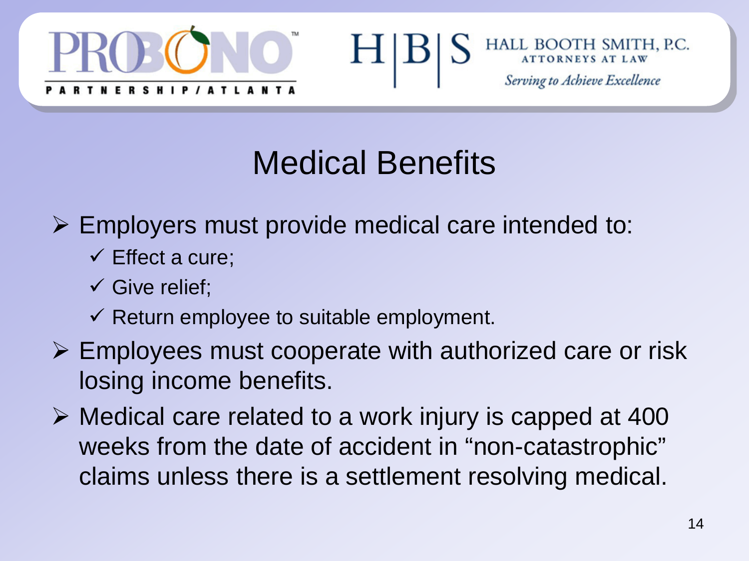# Medical Benefits

- Employers must provide medical care intended to:
  - Effect a cure;
  - Give relief;
  - Return employee to suitable employment.
- Employees must cooperate with authorized care or risk losing income benefits.
- Medical care related to a work injury is capped at 400 weeks from the date of accident in "non-catastrophic" claims unless there is a settlement resolving medical.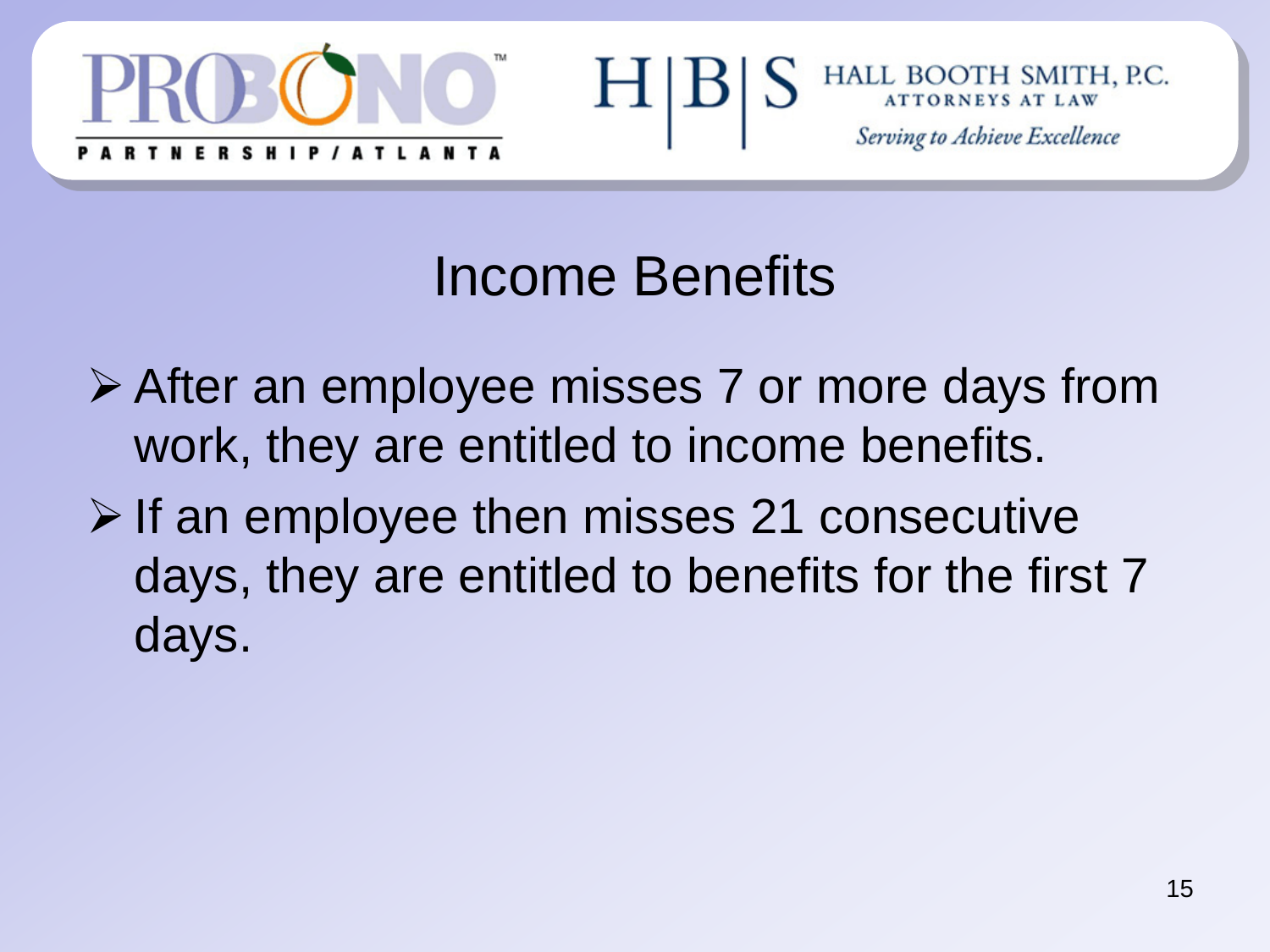## Income Benefits

- After an employee misses 7 or more days from work, they are entitled to income benefits.
- If an employee then misses 21 consecutive days, they are entitled to benefits for the first 7 days.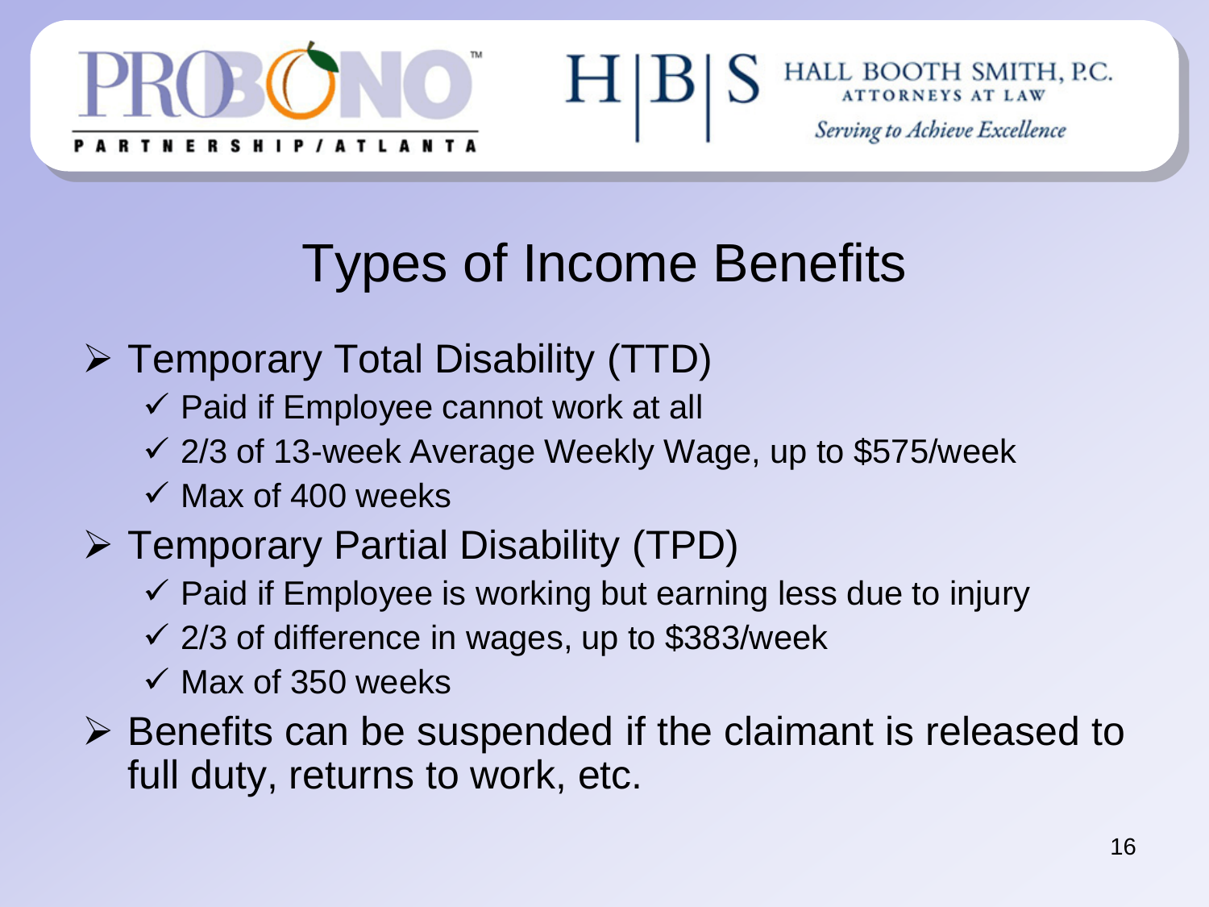# Types of Income Benefits

- Temporary Total Disability (TTD)
  - Paid if Employee cannot work at all
  - 2/3 of 13-week Average Weekly Wage, up to $575/week
  - Max of 400 weeks
- Temporary Partial Disability (TPD)
  - Paid if Employee is working but earning less due to injury
  - 2/3 of difference in wages, up to $383/week
  - Max of 350 weeks
- Benefits can be suspended if the claimant is released to full duty, returns to work, etc.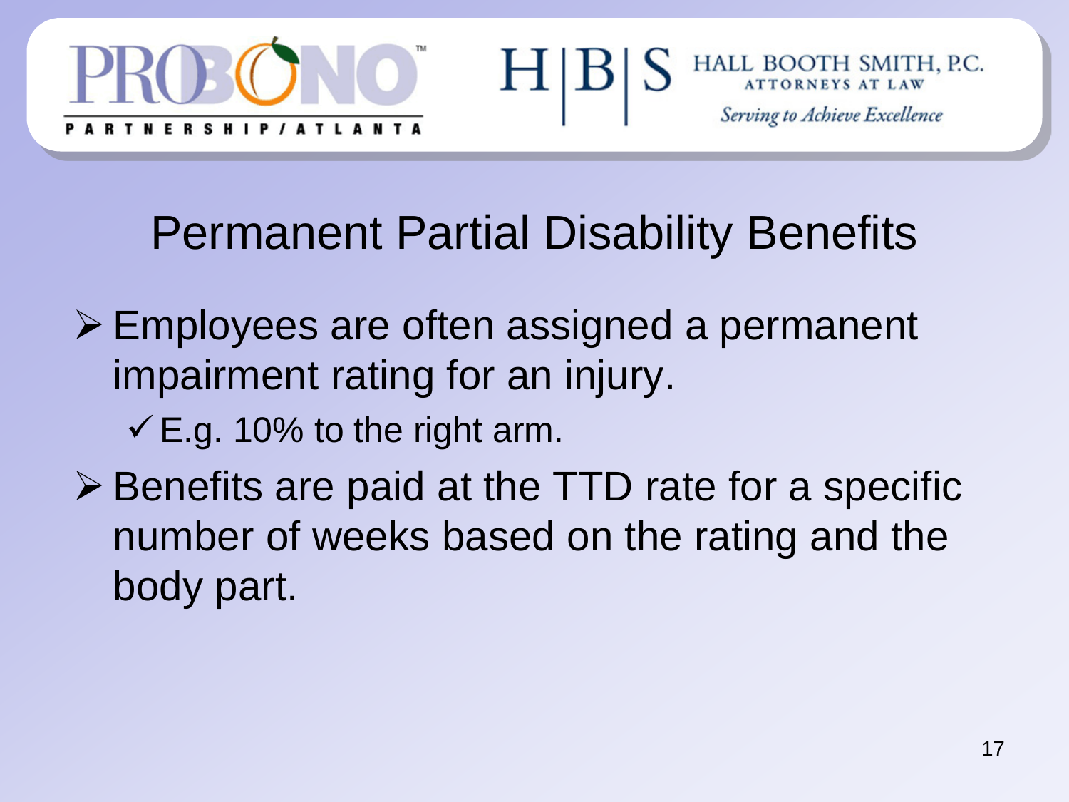# Permanent Partial Disability Benefits

- Employees are often assigned a permanent impairment rating for an injury.
  - E.g. 10% to the right arm.
- Benefits are paid at the TTD rate for a specific number of weeks based on the rating and the body part.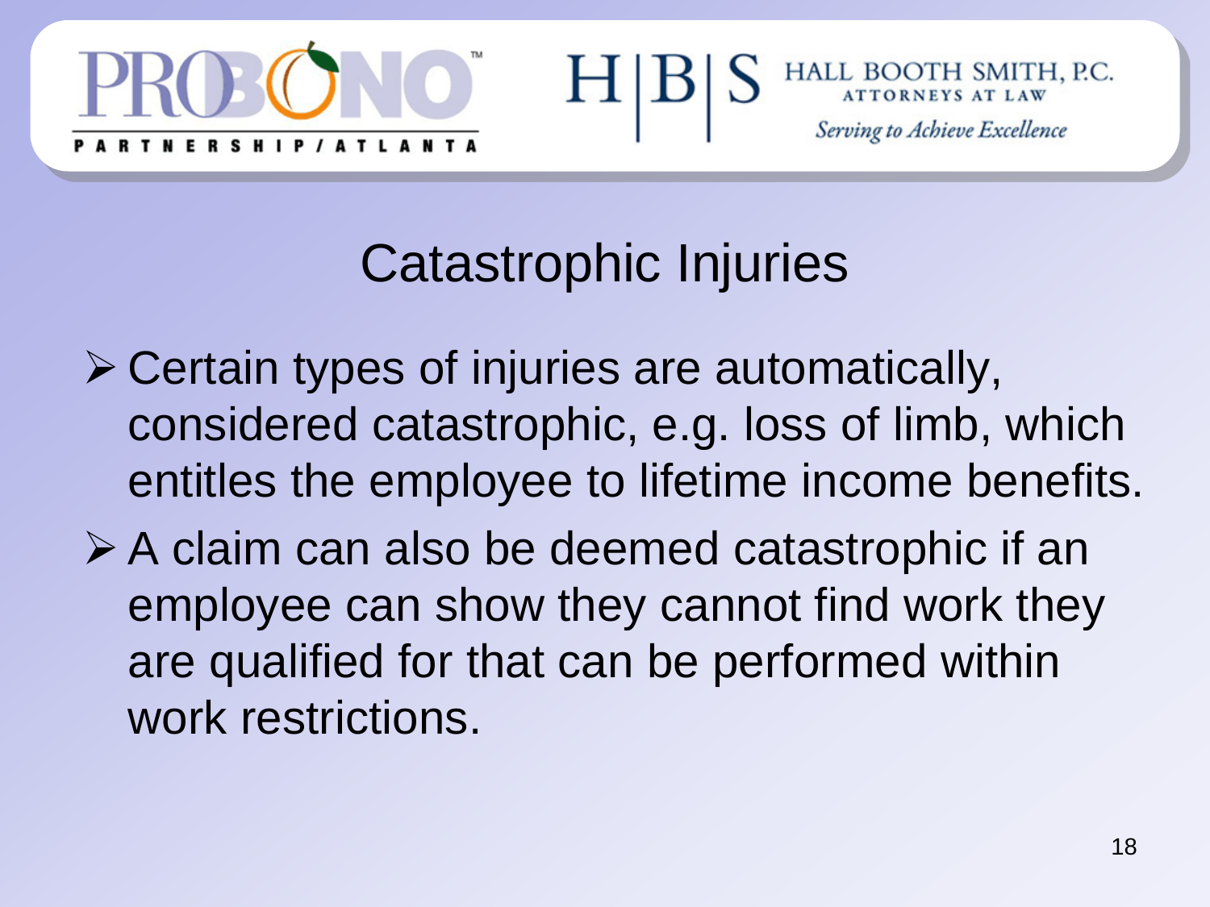# Catastrophic Injuries

- Certain types of injuries are automatically, considered catastrophic, e.g. loss of limb, which entitles the employee to lifetime income benefits.
- A claim can also be deemed catastrophic if an employee can show they cannot find work they are qualified for that can be performed within work restrictions.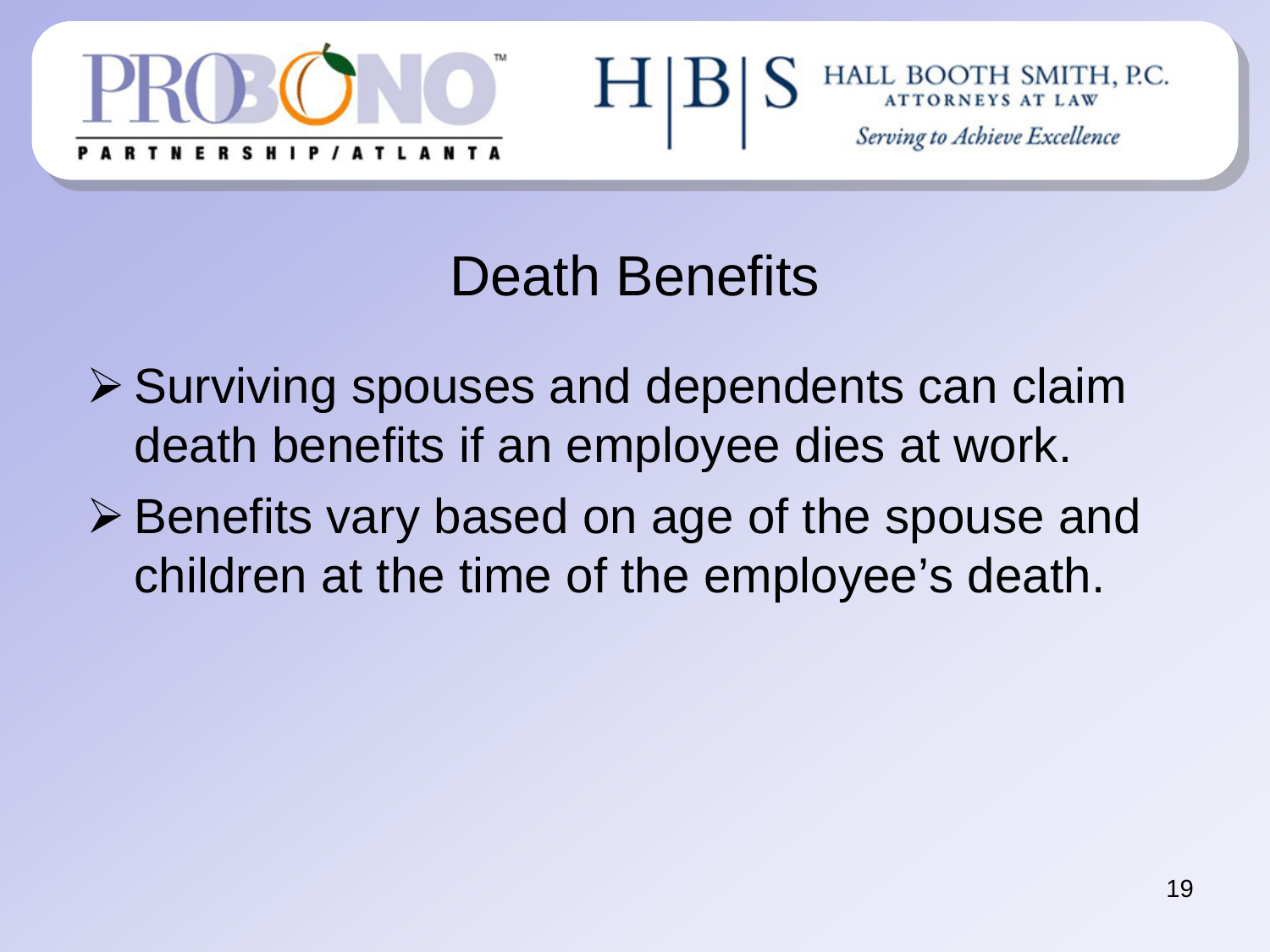# Death Benefits

- Surviving spouses and dependents can claim death benefits if an employee dies at work.
- Benefits vary based on age of the spouse and children at the time of the employee's death.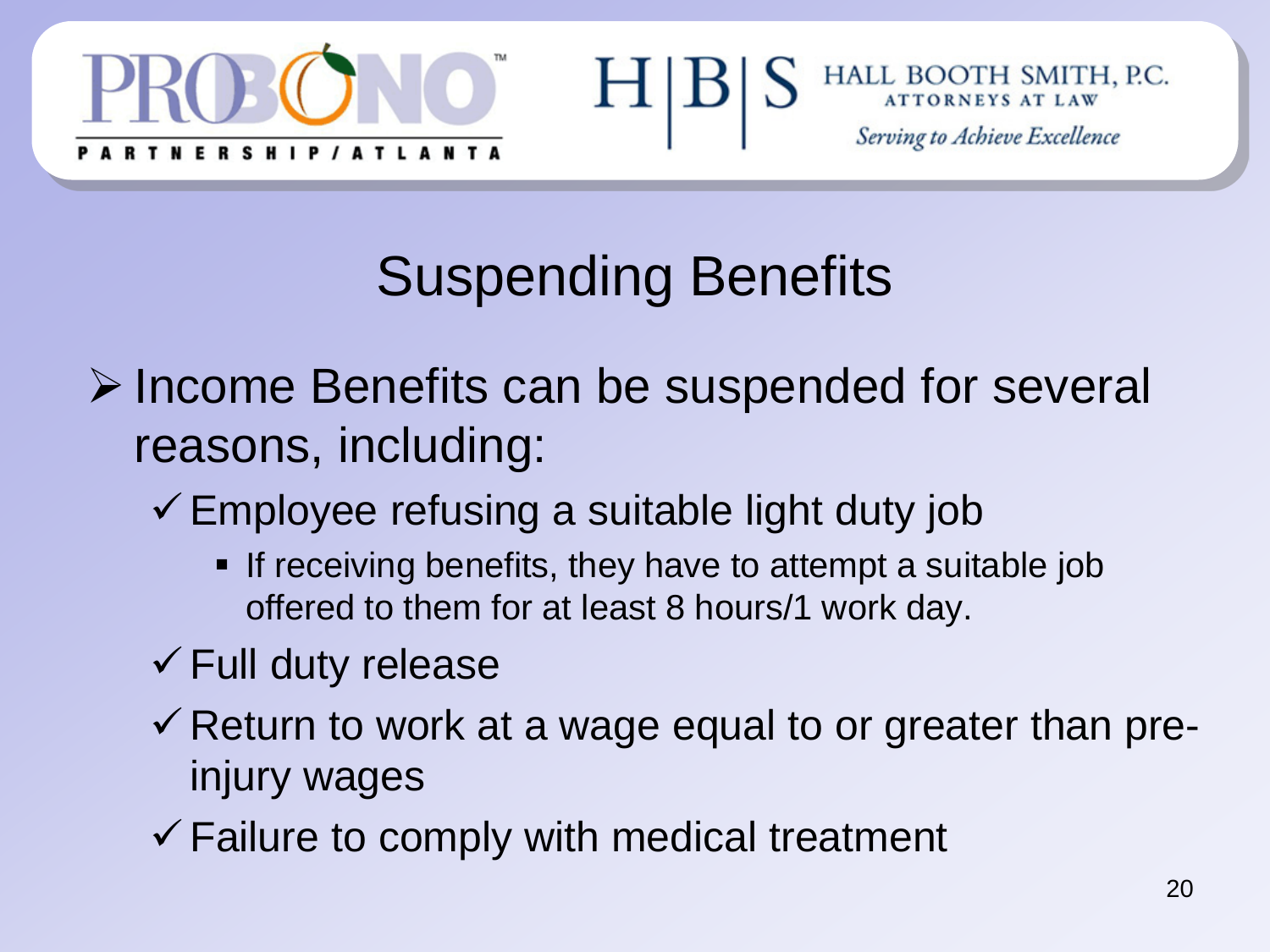# Suspending Benefits

- Income Benefits can be suspended for several reasons, including:
  - ✓ Employee refusing a suitable light duty job
    - If receiving benefits, they have to attempt a suitable job offered to them for at least 8 hours/1 work day.
  - ✓ Full duty release
  - ✓ Return to work at a wage equal to or greater than pre-injury wages
  - ✓ Failure to comply with medical treatment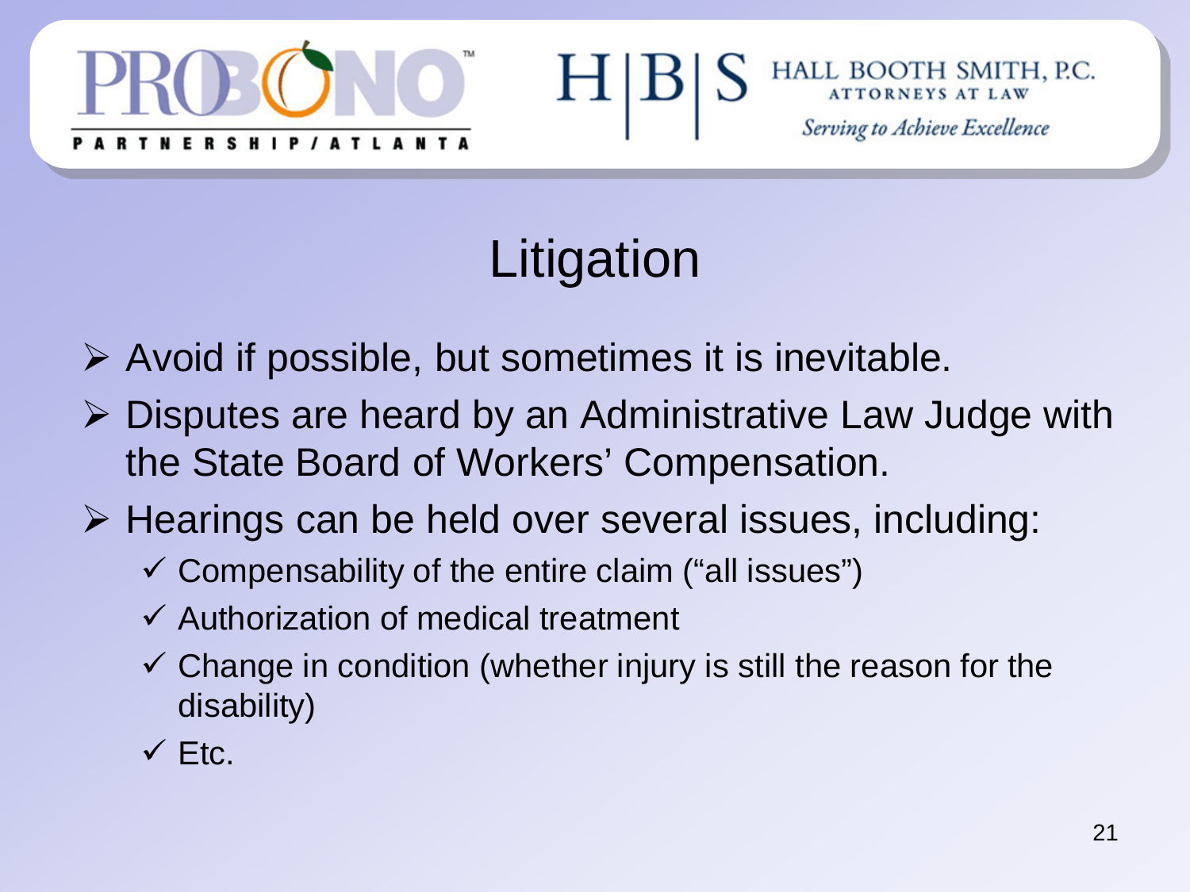# Litigation

- Avoid if possible, but sometimes it is inevitable.
- Disputes are heard by an Administrative Law Judge with the State Board of Workers' Compensation.
- Hearings can be held over several issues, including:
  - ✓ Compensability of the entire claim ("all issues")
  - ✓ Authorization of medical treatment
  - ✓ Change in condition (whether injury is still the reason for the disability)
  - ✓ Etc.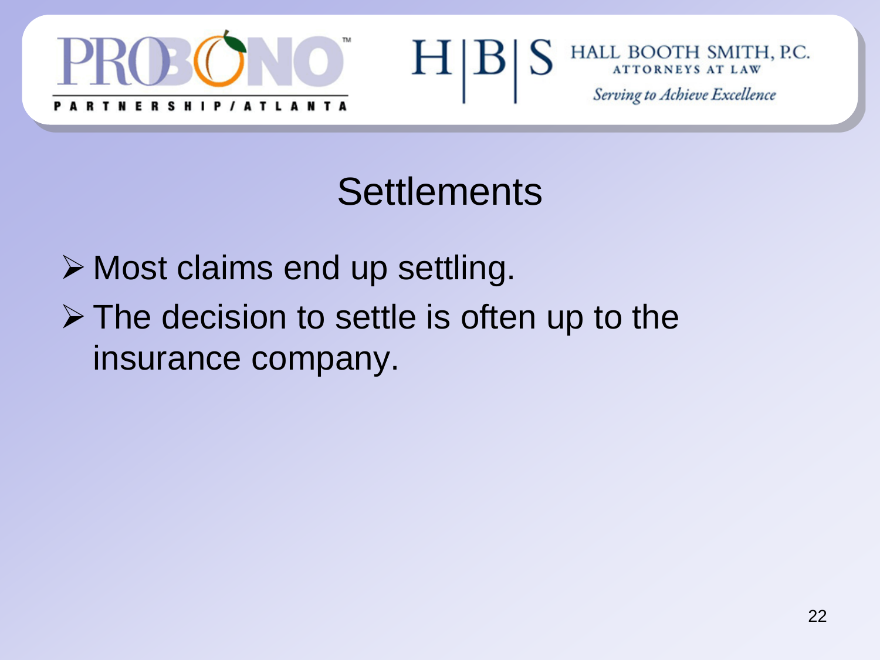## Settlements

- Most claims end up settling.
- The decision to settle is often up to the insurance company.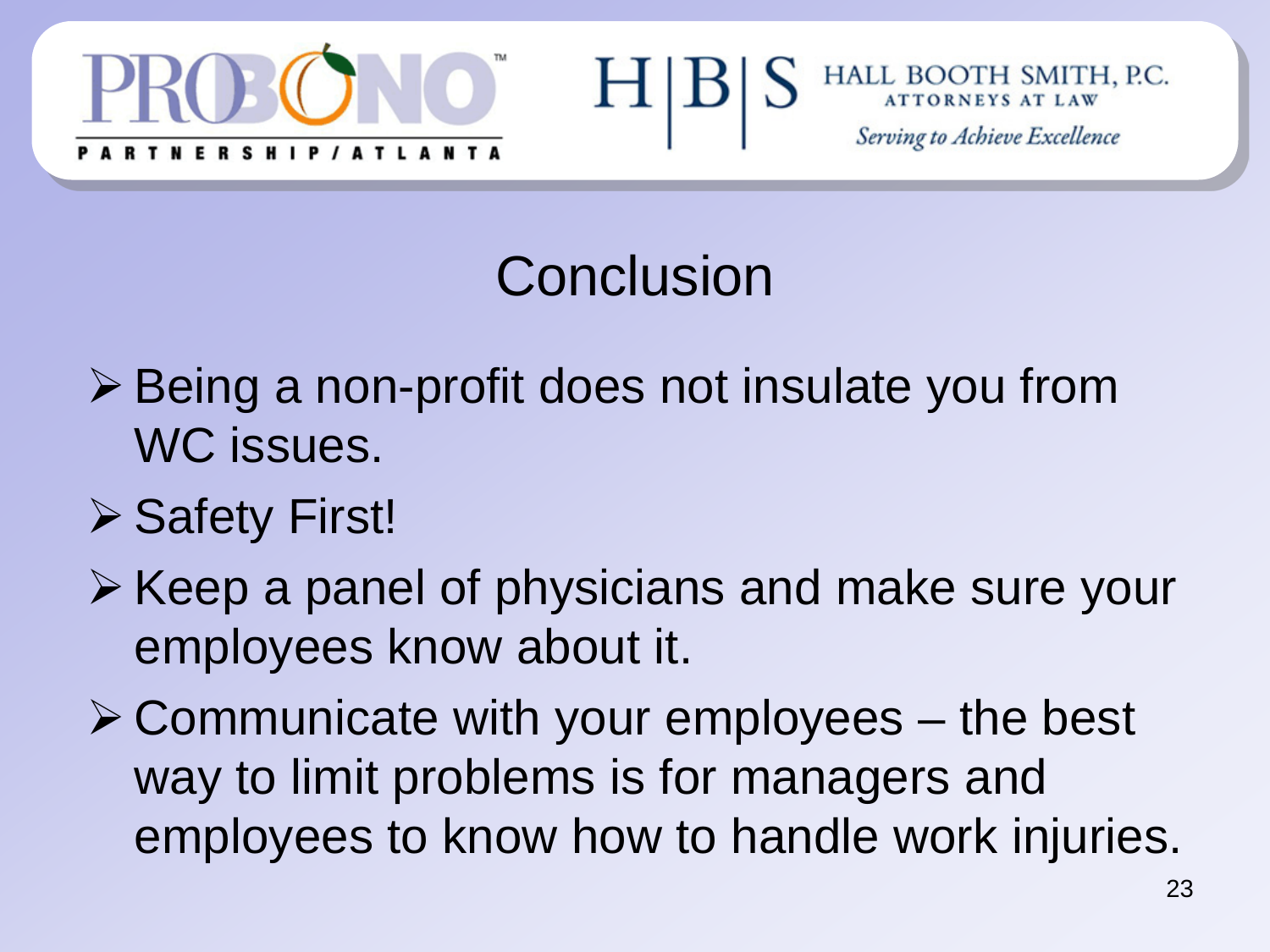# Conclusion

- Being a non-profit does not insulate you from WC issues.
- Safety First!
- Keep a panel of physicians and make sure your employees know about it.
- Communicate with your employees – the best way to limit problems is for managers and employees to know how to handle work injuries.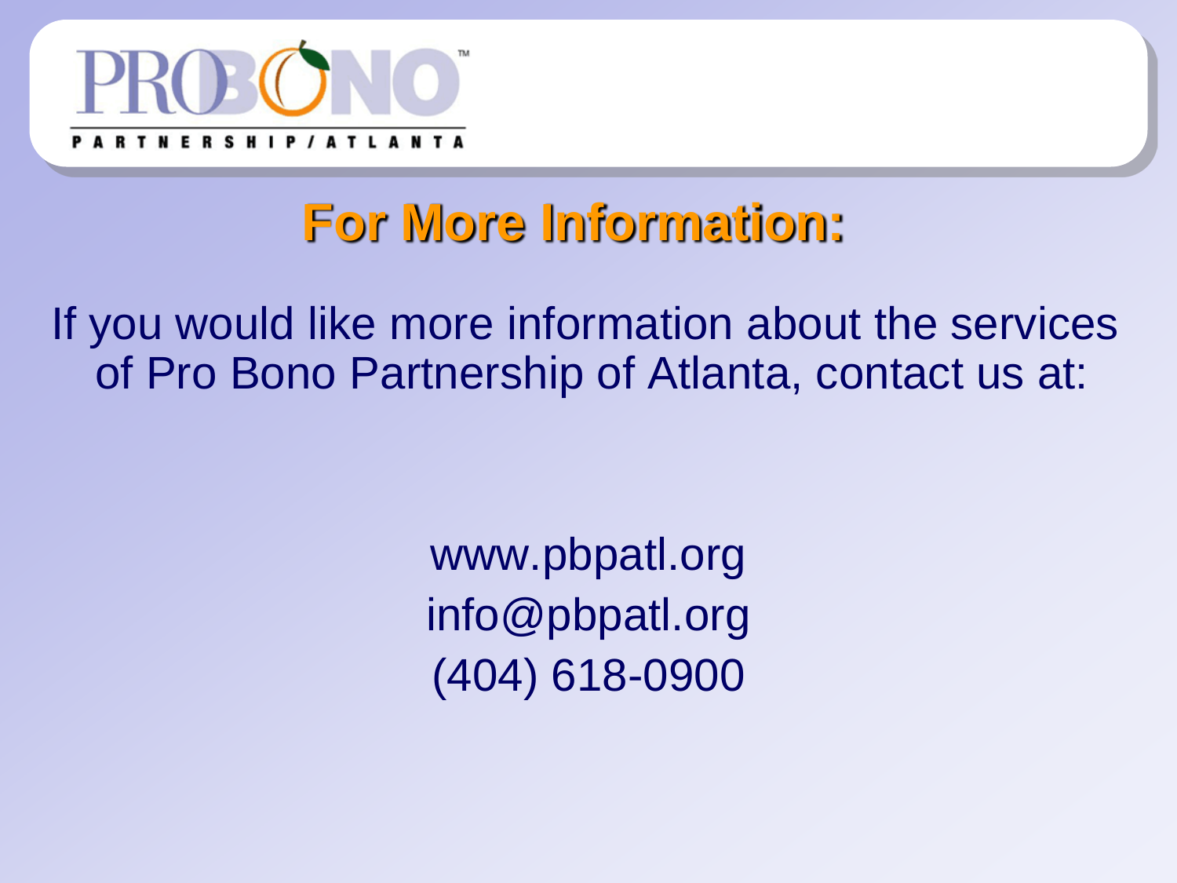PRO BONO™

PARTNERSHIP / ATLANTA

## For More Information:

If you would like more information about the services of Pro Bono Partnership of Atlanta, contact us at:

www.pbpatl.org
info@pbpatl.org
(404) 618-0900